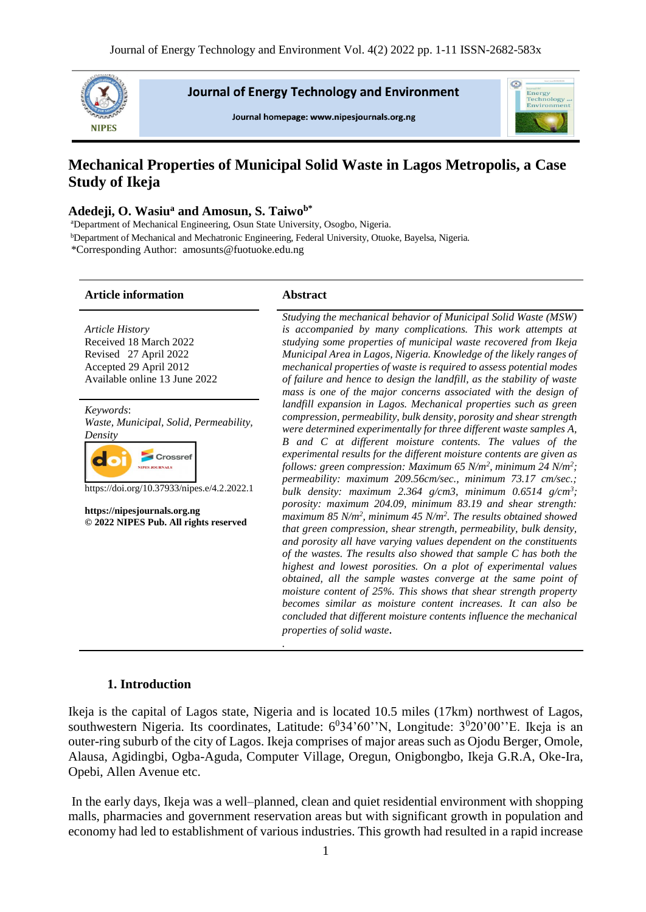# Mechanical Properties of Municipal Solid Waste in Lagos Metropolis, a Case Study of Ikeja

**Adedeji, O. Wasiu[a] and Amosun, S. Taiwo[b*]**

[a]Department of Mechanical Engineering, Osun State University, Osogbo, Nigeria.
[b]Department of Mechanical and Mechatronic Engineering, Federal University, Otuoke, Bayelsa, Nigeria.
*Corresponding Author: amosunts@fuotuoke.edu.ng

## Article information

*Article History*
Received 18 March 2022
Revised 27 April 2022
Accepted 29 April 2012
Available online 13 June 2022

*Keywords*:
*Waste, Municipal, Solid, Permeability, Density*

https://doi.org/10.37933/nipes.e/4.2.2022.1

**https://nipesjournals.org.ng**
**© 2022 NIPES Pub. All rights reserved**

## Abstract

*Studying the mechanical behavior of Municipal Solid Waste (MSW) is accompanied by many complications. This work attempts at studying some properties of municipal waste recovered from Ikeja Municipal Area in Lagos, Nigeria. Knowledge of the likely ranges of mechanical properties of waste is required to assess potential modes of failure and hence to design the landfill, as the stability of waste mass is one of the major concerns associated with the design of landfill expansion in Lagos. Mechanical properties such as green compression, permeability, bulk density, porosity and shear strength were determined experimentally for three different waste samples A, B and C at different moisture contents. The values of the experimental results for the different moisture contents are given as follows: green compression: Maximum 65 N/m$^2$, minimum 24 N/m$^2$; permeability: maximum 209.56cm/sec., minimum 73.17 cm/sec.; bulk density: maximum 2.364 g/cm3, minimum 0.6514 g/cm$^3$; porosity: maximum 204.09, minimum 83.19 and shear strength: maximum 85 N/m$^2$, minimum 45 N/m$^2$. The results obtained showed that green compression, shear strength, permeability, bulk density, and porosity all have varying values dependent on the constituents of the wastes. The results also showed that sample C has both the highest and lowest porosities. On a plot of experimental values obtained, all the sample wastes converge at the same point of moisture content of 25%. This shows that shear strength property becomes similar as moisture content increases. It can also be concluded that different moisture contents influence the mechanical properties of solid waste.*

## 1. Introduction

Ikeja is the capital of Lagos state, Nigeria and is located 10.5 miles (17km) northwest of Lagos, southwestern Nigeria. Its coordinates, Latitude: $6^0$34'60''N, Longitude: $3^0$20'00''E. Ikeja is an outer-ring suburb of the city of Lagos. Ikeja comprises of major areas such as Ojodu Berger, Omole, Alausa, Agidingbi, Ogba-Aguda, Computer Village, Oregun, Onigbongbo, Ikeja G.R.A, Oke-Ira, Opebi, Allen Avenue etc.

In the early days, Ikeja was a well–planned, clean and quiet residential environment with shopping malls, pharmacies and government reservation areas but with significant growth in population and economy had led to establishment of various industries. This growth had resulted in a rapid increase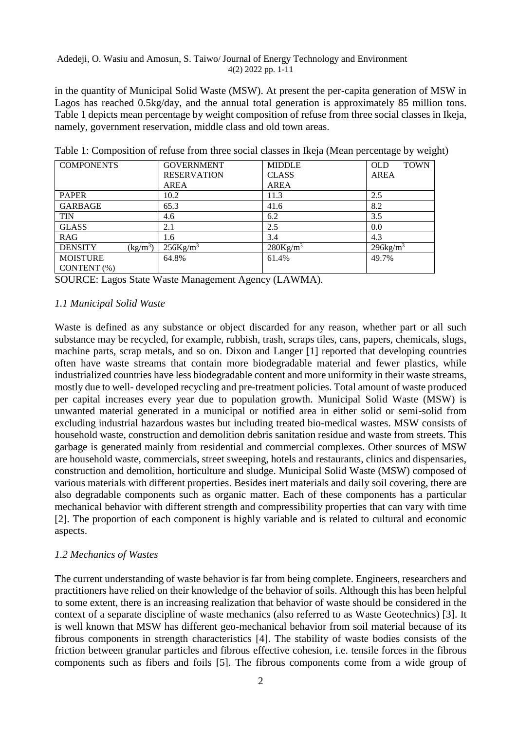in the quantity of Municipal Solid Waste (MSW). At present the per-capita generation of MSW in Lagos has reached 0.5kg/day, and the annual total generation is approximately 85 million tons. Table 1 depicts mean percentage by weight composition of refuse from three social classes in Ikeja, namely, government reservation, middle class and old town areas.

Table 1: Composition of refuse from three social classes in Ikeja (Mean percentage by weight)

| COMPONENTS | GOVERNMENT RESERVATION AREA | MIDDLE CLASS AREA | OLD TOWN AREA |
|---|---|---|---|
| PAPER | 10.2 | 11.3 | 2.5 |
| GARBAGE | 65.3 | 41.6 | 8.2 |
| TIN | 4.6 | 6.2 | 3.5 |
| GLASS | 2.1 | 2.5 | 0.0 |
| RAG | 1.6 | 3.4 | 4.3 |
| DENSITY ($kg/m^3$) | $256 Kg/m^3$ | $280 Kg/m^3$ | $296 kg/m^3$ |
| MOISTURE CONTENT (%) | 64.8% | 61.4% | 49.7% |

SOURCE: Lagos State Waste Management Agency (LAWMA).

### *1.1 Municipal Solid Waste*

Waste is defined as any substance or object discarded for any reason, whether part or all such substance may be recycled, for example, rubbish, trash, scraps tiles, cans, papers, chemicals, slugs, machine parts, scrap metals, and so on. Dixon and Langer [1] reported that developing countries often have waste streams that contain more biodegradable material and fewer plastics, while industrialized countries have less biodegradable content and more uniformity in their waste streams, mostly due to well- developed recycling and pre-treatment policies. Total amount of waste produced per capital increases every year due to population growth. Municipal Solid Waste (MSW) is unwanted material generated in a municipal or notified area in either solid or semi-solid from excluding industrial hazardous wastes but including treated bio-medical wastes. MSW consists of household waste, construction and demolition debris sanitation residue and waste from streets. This garbage is generated mainly from residential and commercial complexes. Other sources of MSW are household waste, commercials, street sweeping, hotels and restaurants, clinics and dispensaries, construction and demolition, horticulture and sludge. Municipal Solid Waste (MSW) composed of various materials with different properties. Besides inert materials and daily soil covering, there are also degradable components such as organic matter. Each of these components has a particular mechanical behavior with different strength and compressibility properties that can vary with time [2]. The proportion of each component is highly variable and is related to cultural and economic aspects.

### *1.2 Mechanics of Wastes*

The current understanding of waste behavior is far from being complete. Engineers, researchers and practitioners have relied on their knowledge of the behavior of soils. Although this has been helpful to some extent, there is an increasing realization that behavior of waste should be considered in the context of a separate discipline of waste mechanics (also referred to as Waste Geotechnics) [3]. It is well known that MSW has different geo-mechanical behavior from soil material because of its fibrous components in strength characteristics [4]. The stability of waste bodies consists of the friction between granular particles and fibrous effective cohesion, i.e. tensile forces in the fibrous components such as fibers and foils [5]. The fibrous components come from a wide group of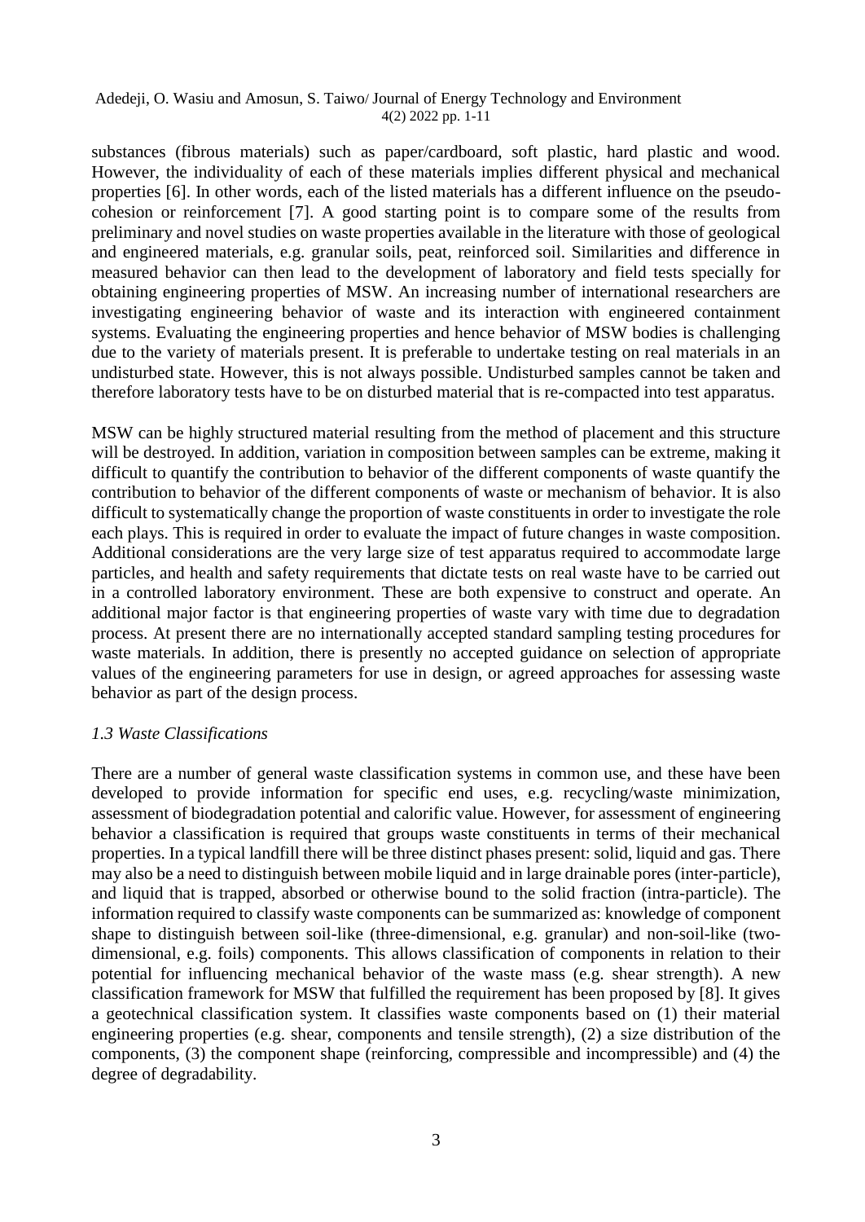substances (fibrous materials) such as paper/cardboard, soft plastic, hard plastic and wood. However, the individuality of each of these materials implies different physical and mechanical properties [6]. In other words, each of the listed materials has a different influence on the pseudo-cohesion or reinforcement [7]. A good starting point is to compare some of the results from preliminary and novel studies on waste properties available in the literature with those of geological and engineered materials, e.g. granular soils, peat, reinforced soil. Similarities and difference in measured behavior can then lead to the development of laboratory and field tests specially for obtaining engineering properties of MSW. An increasing number of international researchers are investigating engineering behavior of waste and its interaction with engineered containment systems. Evaluating the engineering properties and hence behavior of MSW bodies is challenging due to the variety of materials present. It is preferable to undertake testing on real materials in an undisturbed state. However, this is not always possible. Undisturbed samples cannot be taken and therefore laboratory tests have to be on disturbed material that is re-compacted into test apparatus.

MSW can be highly structured material resulting from the method of placement and this structure will be destroyed. In addition, variation in composition between samples can be extreme, making it difficult to quantify the contribution to behavior of the different components of waste quantify the contribution to behavior of the different components of waste or mechanism of behavior. It is also difficult to systematically change the proportion of waste constituents in order to investigate the role each plays. This is required in order to evaluate the impact of future changes in waste composition. Additional considerations are the very large size of test apparatus required to accommodate large particles, and health and safety requirements that dictate tests on real waste have to be carried out in a controlled laboratory environment. These are both expensive to construct and operate. An additional major factor is that engineering properties of waste vary with time due to degradation process. At present there are no internationally accepted standard sampling testing procedures for waste materials. In addition, there is presently no accepted guidance on selection of appropriate values of the engineering parameters for use in design, or agreed approaches for assessing waste behavior as part of the design process.

### *1.3 Waste Classifications*

There are a number of general waste classification systems in common use, and these have been developed to provide information for specific end uses, e.g. recycling/waste minimization, assessment of biodegradation potential and calorific value. However, for assessment of engineering behavior a classification is required that groups waste constituents in terms of their mechanical properties. In a typical landfill there will be three distinct phases present: solid, liquid and gas. There may also be a need to distinguish between mobile liquid and in large drainable pores (inter-particle), and liquid that is trapped, absorbed or otherwise bound to the solid fraction (intra-particle). The information required to classify waste components can be summarized as: knowledge of component shape to distinguish between soil-like (three-dimensional, e.g. granular) and non-soil-like (two-dimensional, e.g. foils) components. This allows classification of components in relation to their potential for influencing mechanical behavior of the waste mass (e.g. shear strength). A new classification framework for MSW that fulfilled the requirement has been proposed by [8]. It gives a geotechnical classification system. It classifies waste components based on (1) their material engineering properties (e.g. shear, components and tensile strength), (2) a size distribution of the components, (3) the component shape (reinforcing, compressible and incompressible) and (4) the degree of degradability.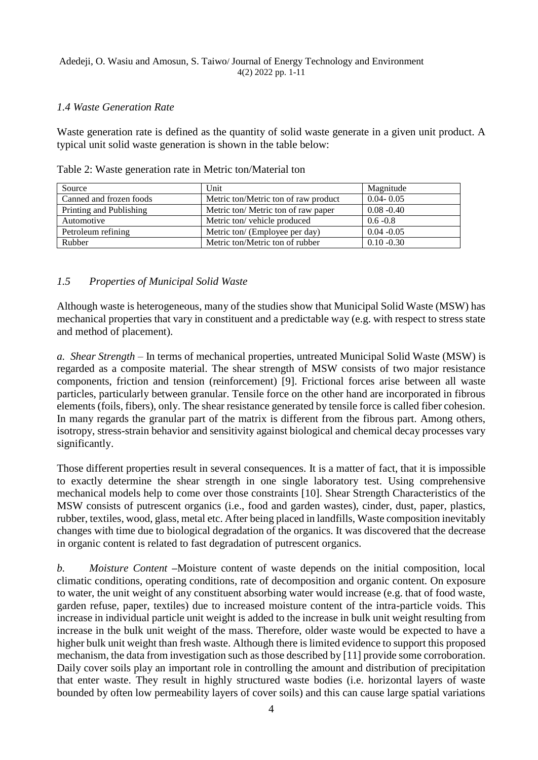### *1.4 Waste Generation Rate*

Waste generation rate is defined as the quantity of solid waste generate in a given unit product. A typical unit solid waste generation is shown in the table below:

Table 2: Waste generation rate in Metric ton/Material ton

| Source | Unit | Magnitude |
|---|---|---|
| Canned and frozen foods | Metric ton/Metric ton of raw product | 0.04- 0.05 |
| Printing and Publishing | Metric ton/ Metric ton of raw paper | 0.08 -0.40 |
| Automotive | Metric ton/ vehicle produced | 0.6 -0.8 |
| Petroleum refining | Metric ton/ (Employee per day) | 0.04 -0.05 |
| Rubber | Metric ton/Metric ton of rubber | 0.10 -0.30 |

### *1.5 Properties of Municipal Solid Waste*

Although waste is heterogeneous, many of the studies show that Municipal Solid Waste (MSW) has mechanical properties that vary in constituent and a predictable way (e.g. with respect to stress state and method of placement).

*a. Shear Strength* – In terms of mechanical properties, untreated Municipal Solid Waste (MSW) is regarded as a composite material. The shear strength of MSW consists of two major resistance components, friction and tension (reinforcement) [9]. Frictional forces arise between all waste particles, particularly between granular. Tensile force on the other hand are incorporated in fibrous elements (foils, fibers), only. The shear resistance generated by tensile force is called fiber cohesion. In many regards the granular part of the matrix is different from the fibrous part. Among others, isotropy, stress-strain behavior and sensitivity against biological and chemical decay processes vary significantly.

Those different properties result in several consequences. It is a matter of fact, that it is impossible to exactly determine the shear strength in one single laboratory test. Using comprehensive mechanical models help to come over those constraints [10]. Shear Strength Characteristics of the MSW consists of putrescent organics (i.e., food and garden wastes), cinder, dust, paper, plastics, rubber, textiles, wood, glass, metal etc. After being placed in landfills, Waste composition inevitably changes with time due to biological degradation of the organics. It was discovered that the decrease in organic content is related to fast degradation of putrescent organics.

*b. Moisture Content* –Moisture content of waste depends on the initial composition, local climatic conditions, operating conditions, rate of decomposition and organic content. On exposure to water, the unit weight of any constituent absorbing water would increase (e.g. that of food waste, garden refuse, paper, textiles) due to increased moisture content of the intra-particle voids. This increase in individual particle unit weight is added to the increase in bulk unit weight resulting from increase in the bulk unit weight of the mass. Therefore, older waste would be expected to have a higher bulk unit weight than fresh waste. Although there is limited evidence to support this proposed mechanism, the data from investigation such as those described by [11] provide some corroboration. Daily cover soils play an important role in controlling the amount and distribution of precipitation that enter waste. They result in highly structured waste bodies (i.e. horizontal layers of waste bounded by often low permeability layers of cover soils) and this can cause large spatial variations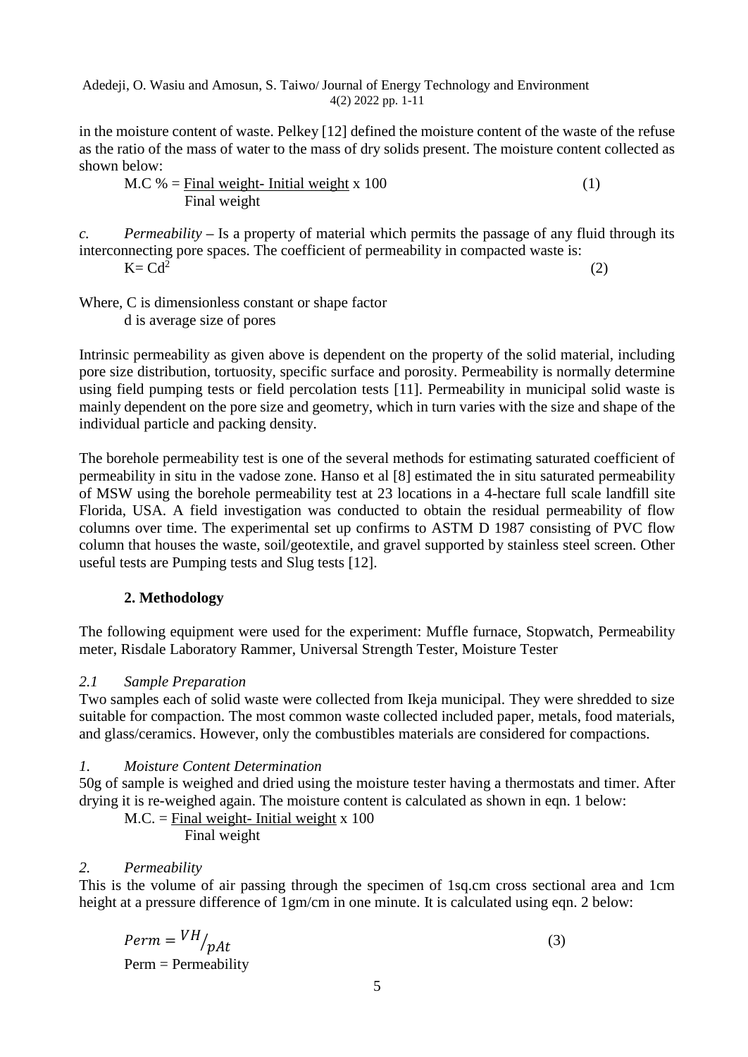in the moisture content of waste. Pelkey [12] defined the moisture content of the waste of the refuse as the ratio of the mass of water to the mass of dry solids present. The moisture content collected as shown below:

$$M.C\ \% = \frac{\text{Final weight- Initial weight}}{\text{Final weight}} \times 100 \tag{1}$$

*c.* *Permeability* – Is a property of material which permits the passage of any fluid through its interconnecting pore spaces. The coefficient of permeability in compacted waste is:

$$K = Cd^2 \tag{2}$$

Where, C is dimensionless constant or shape factor
d is average size of pores

Intrinsic permeability as given above is dependent on the property of the solid material, including pore size distribution, tortuosity, specific surface and porosity. Permeability is normally determine using field pumping tests or field percolation tests [11]. Permeability in municipal solid waste is mainly dependent on the pore size and geometry, which in turn varies with the size and shape of the individual particle and packing density.

The borehole permeability test is one of the several methods for estimating saturated coefficient of permeability in situ in the vadose zone. Hanso et al [8] estimated the in situ saturated permeability of MSW using the borehole permeability test at 23 locations in a 4-hectare full scale landfill site Florida, USA. A field investigation was conducted to obtain the residual permeability of flow columns over time. The experimental set up confirms to ASTM D 1987 consisting of PVC flow column that houses the waste, soil/geotextile, and gravel supported by stainless steel screen. Other useful tests are Pumping tests and Slug tests [12].

## 2. Methodology

The following equipment were used for the experiment: Muffle furnace, Stopwatch, Permeability meter, Risdale Laboratory Rammer, Universal Strength Tester, Moisture Tester

### *2.1 Sample Preparation*

Two samples each of solid waste were collected from Ikeja municipal. They were shredded to size suitable for compaction. The most common waste collected included paper, metals, food materials, and glass/ceramics. However, only the combustibles materials are considered for compactions.

#### *1. Moisture Content Determination*

50g of sample is weighed and dried using the moisture tester having a thermostats and timer. After drying it is re-weighed again. The moisture content is calculated as shown in eqn. 1 below:

$$M.C. = \frac{\text{Final weight- Initial weight}}{\text{Final weight}} \times 100$$

#### *2. Permeability*

This is the volume of air passing through the specimen of 1sq.cm cross sectional area and 1cm height at a pressure difference of 1gm/cm in one minute. It is calculated using eqn. 2 below:

$$Perm = {}^{VH}/_{pAt} \tag{3}$$

Perm = Permeability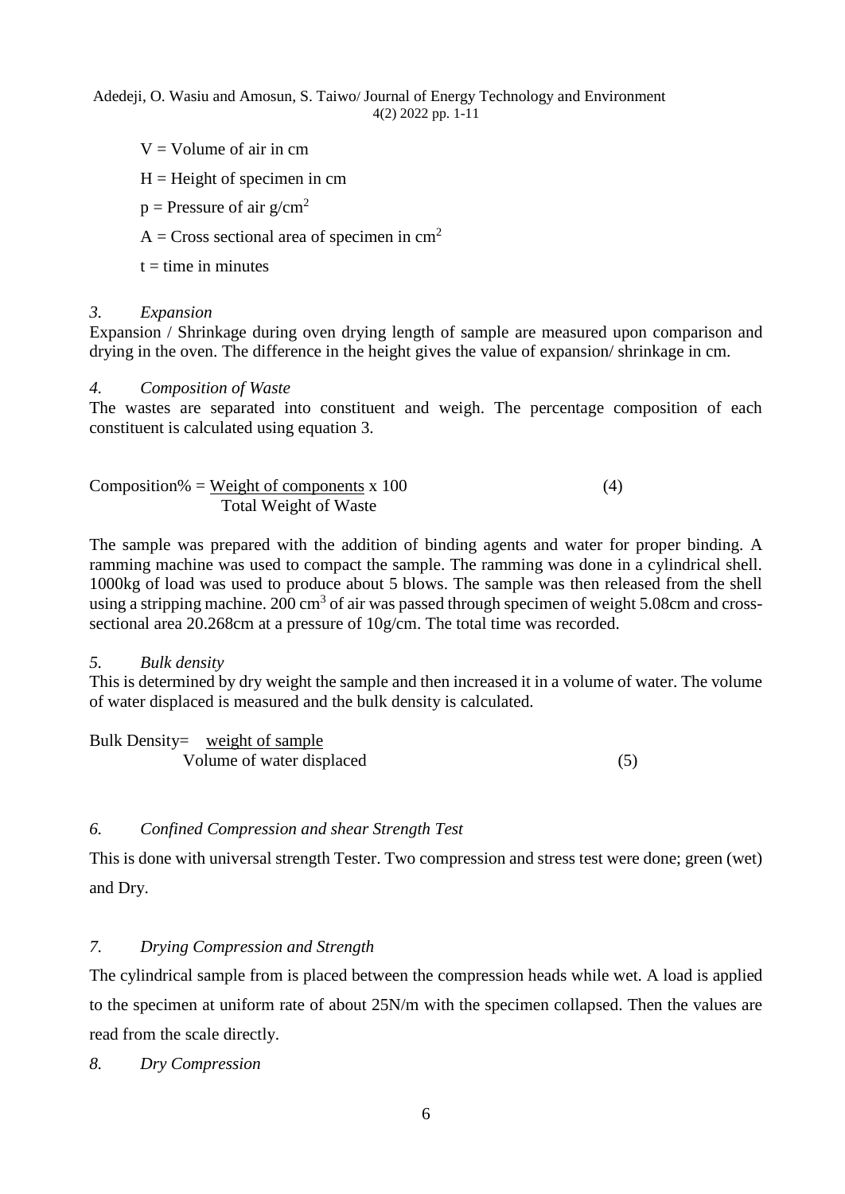V = Volume of air in cm

H = Height of specimen in cm

p = Pressure of air $g/cm^2$

A = Cross sectional area of specimen in $cm^2$

t = time in minutes

*3. Expansion*

Expansion / Shrinkage during oven drying length of sample are measured upon comparison and drying in the oven. The difference in the height gives the value of expansion/ shrinkage in cm.

*4. Composition of Waste*

The wastes are separated into constituent and weigh. The percentage composition of each constituent is calculated using equation 3.

$$\text{Composition\%} = \frac{\text{Weight of components}}{\text{Total Weight of Waste}} \times 100 \qquad (4)$$

The sample was prepared with the addition of binding agents and water for proper binding. A ramming machine was used to compact the sample. The ramming was done in a cylindrical shell. 1000kg of load was used to produce about 5 blows. The sample was then released from the shell using a stripping machine. 200 $cm^3$ of air was passed through specimen of weight 5.08cm and cross-sectional area 20.268cm at a pressure of 10g/cm. The total time was recorded.

*5. Bulk density*

This is determined by dry weight the sample and then increased it in a volume of water. The volume of water displaced is measured and the bulk density is calculated.

$$\text{Bulk Density} = \frac{\text{weight of sample}}{\text{Volume of water displaced}} \qquad (5)$$

*6. Confined Compression and shear Strength Test*

This is done with universal strength Tester. Two compression and stress test were done; green (wet) and Dry.

*7. Drying Compression and Strength*

The cylindrical sample from is placed between the compression heads while wet. A load is applied to the specimen at uniform rate of about 25N/m with the specimen collapsed. Then the values are read from the scale directly.

*8. Dry Compression*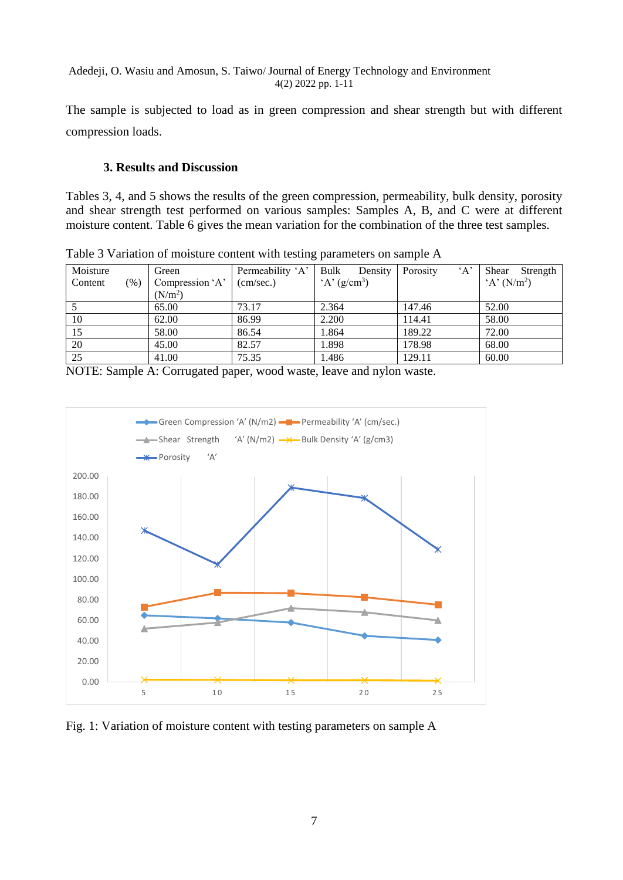The sample is subjected to load as in green compression and shear strength but with different compression loads.

### 3. Results and Discussion

Tables 3, 4, and 5 shows the results of the green compression, permeability, bulk density, porosity and shear strength test performed on various samples: Samples A, B, and C were at different moisture content. Table 6 gives the mean variation for the combination of the three test samples.

Table 3 Variation of moisture content with testing parameters on sample A

| Moisture Content (%) | Green Compression 'A' ($N/m^2$) | Permeability 'A' (cm/sec.) | Bulk Density 'A' ($g/cm^3$) | Porosity 'A' | Shear Strength 'A' ($N/m^2$) |
|---|---|---|---|---|---|
| 5 | 65.00 | 73.17 | 2.364 | 147.46 | 52.00 |
| 10 | 62.00 | 86.99 | 2.200 | 114.41 | 58.00 |
| 15 | 58.00 | 86.54 | 1.864 | 189.22 | 72.00 |
| 20 | 45.00 | 82.57 | 1.898 | 178.98 | 68.00 |
| 25 | 41.00 | 75.35 | 1.486 | 129.11 | 60.00 |

NOTE: Sample A: Corrugated paper, wood waste, leave and nylon waste.

Fig. 1: Variation of moisture content with testing parameters on sample A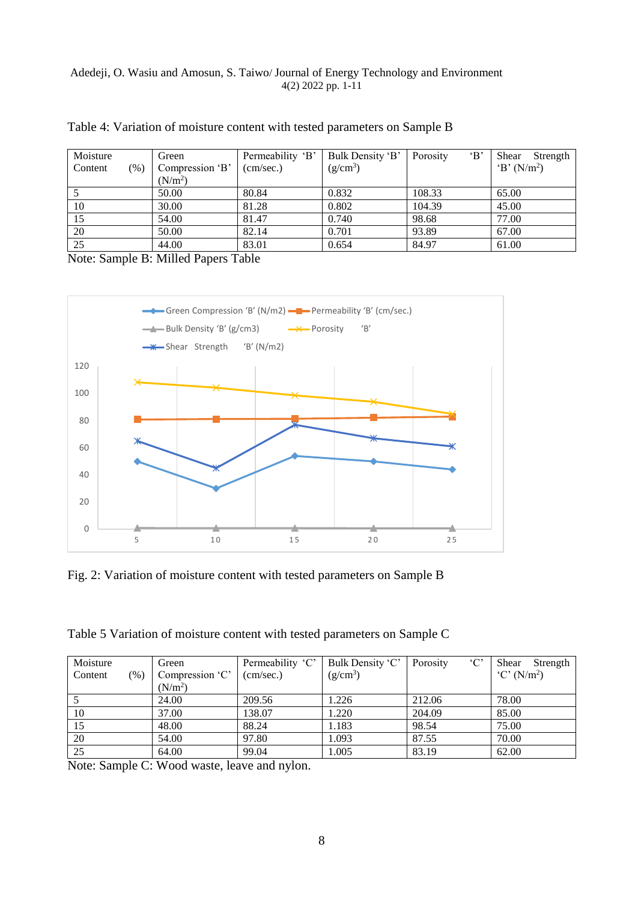Table 4: Variation of moisture content with tested parameters on Sample B

| Moisture Content (%) | Green Compression 'B' ($N/m^2$) | Permeability 'B' (cm/sec.) | Bulk Density 'B' ($g/cm^3$) | Porosity 'B' | Shear Strength 'B' ($N/m^2$) |
|---|---|---|---|---|---|
| 5 | 50.00 | 80.84 | 0.832 | 108.33 | 65.00 |
| 10 | 30.00 | 81.28 | 0.802 | 104.39 | 45.00 |
| 15 | 54.00 | 81.47 | 0.740 | 98.68 | 77.00 |
| 20 | 50.00 | 82.14 | 0.701 | 93.89 | 67.00 |
| 25 | 44.00 | 83.01 | 0.654 | 84.97 | 61.00 |

Note: Sample B: Milled Papers Table

Fig. 2: Variation of moisture content with tested parameters on Sample B

Table 5 Variation of moisture content with tested parameters on Sample C

| Moisture Content (%) | Green Compression 'C' ($N/m^2$) | Permeability 'C' (cm/sec.) | Bulk Density 'C' ($g/cm^3$) | Porosity 'C' | Shear Strength 'C' ($N/m^2$) |
|---|---|---|---|---|---|
| 5 | 24.00 | 209.56 | 1.226 | 212.06 | 78.00 |
| 10 | 37.00 | 138.07 | 1.220 | 204.09 | 85.00 |
| 15 | 48.00 | 88.24 | 1.183 | 98.54 | 75.00 |
| 20 | 54.00 | 97.80 | 1.093 | 87.55 | 70.00 |
| 25 | 64.00 | 99.04 | 1.005 | 83.19 | 62.00 |

Note: Sample C: Wood waste, leave and nylon.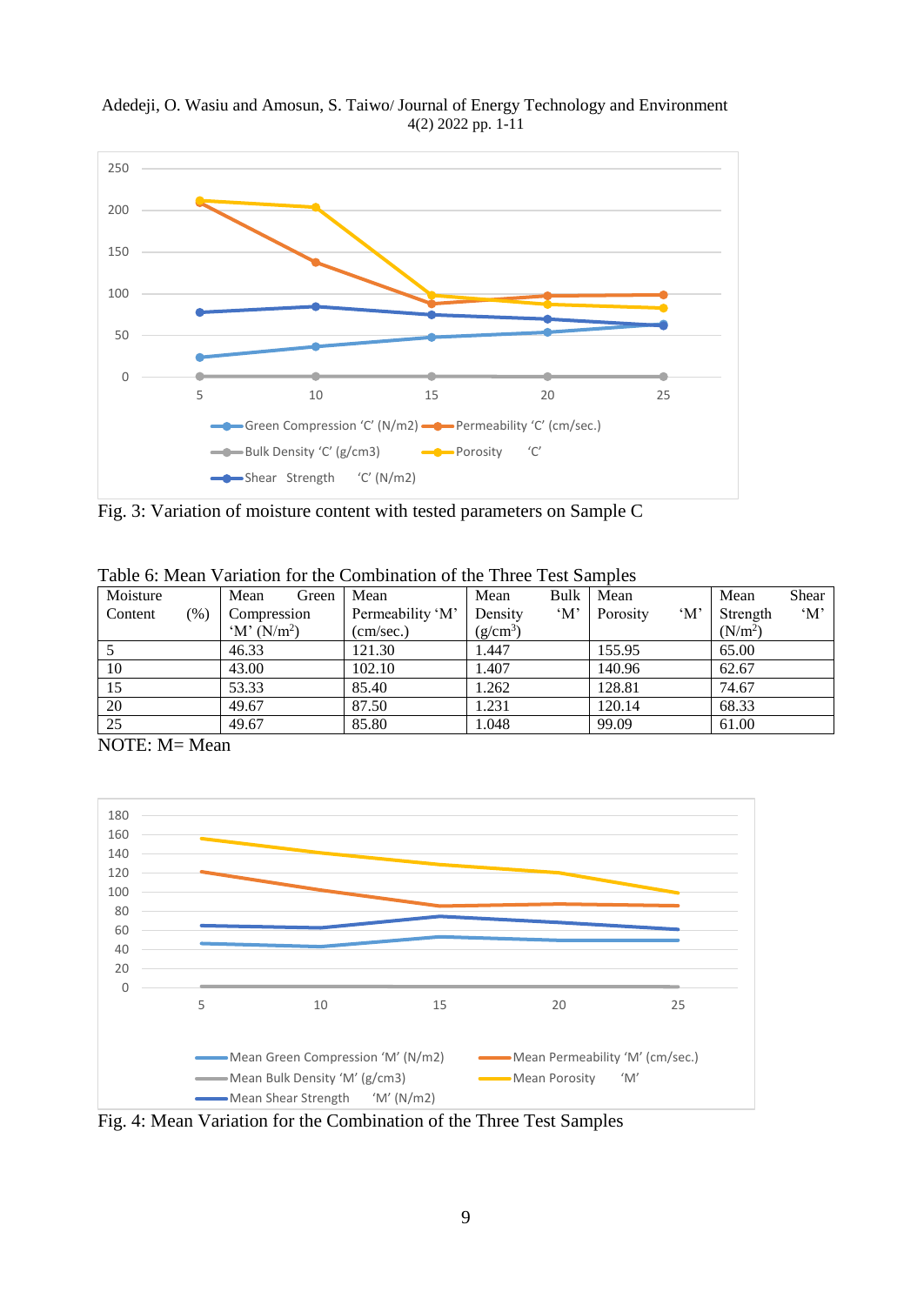Fig. 3: Variation of moisture content with tested parameters on Sample C

Table 6: Mean Variation for the Combination of the Three Test Samples

| Moisture Content (%) | Mean Green Compression 'M' ($N/m^2$) | Mean Permeability 'M' (cm/sec.) | Mean Bulk Density 'M' ($g/cm^3$) | Mean Porosity 'M' | Mean Shear Strength 'M' ($N/m^2$) |
|---|---|---|---|---|---|
| 5 | 46.33 | 121.30 | 1.447 | 155.95 | 65.00 |
| 10 | 43.00 | 102.10 | 1.407 | 140.96 | 62.67 |
| 15 | 53.33 | 85.40 | 1.262 | 128.81 | 74.67 |
| 20 | 49.67 | 87.50 | 1.231 | 120.14 | 68.33 |
| 25 | 49.67 | 85.80 | 1.048 | 99.09 | 61.00 |

NOTE: M= Mean

Fig. 4: Mean Variation for the Combination of the Three Test Samples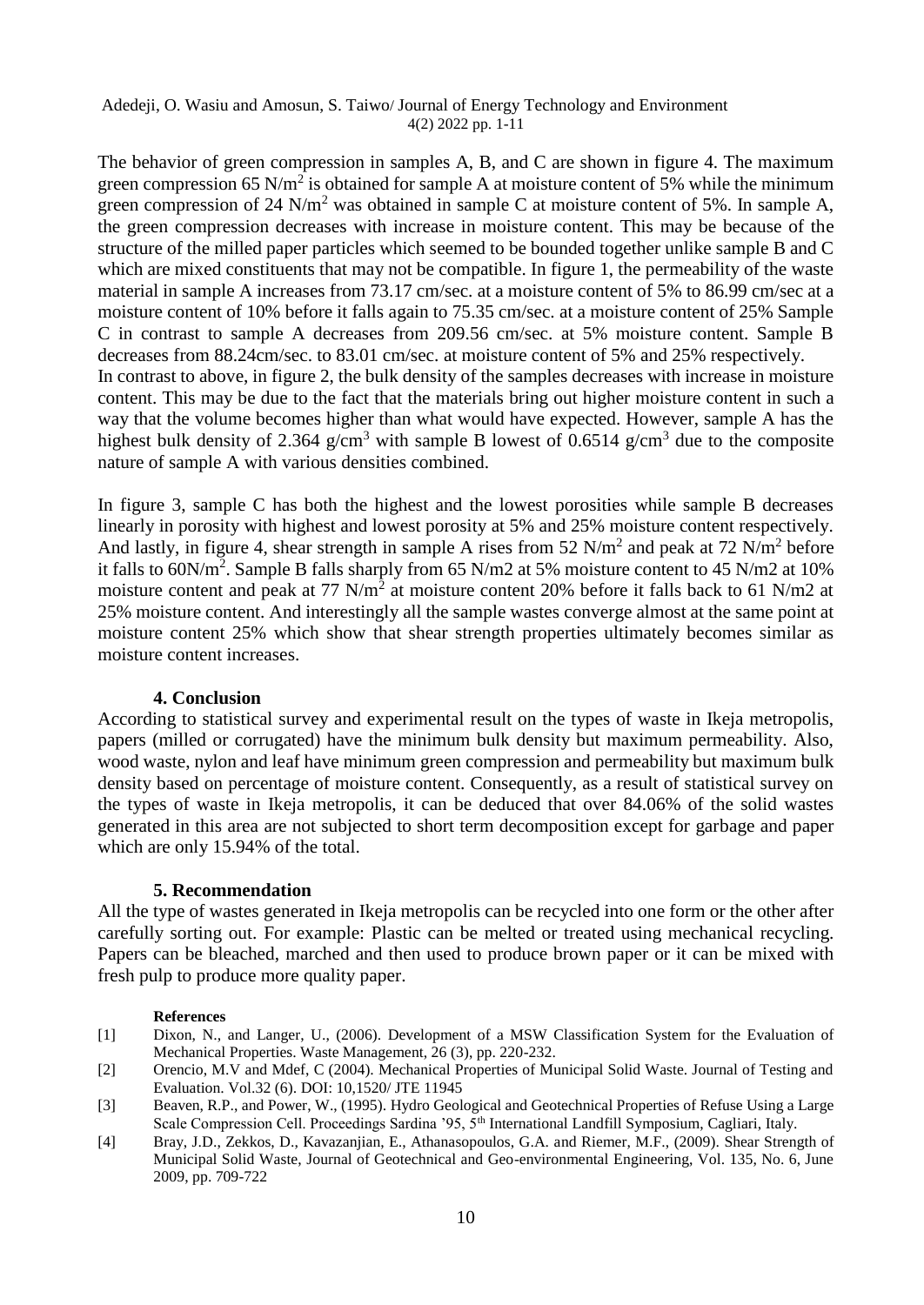The behavior of green compression in samples A, B, and C are shown in figure 4. The maximum green compression 65 $N/m^2$ is obtained for sample A at moisture content of 5% while the minimum green compression of 24 $N/m^2$ was obtained in sample C at moisture content of 5%. In sample A, the green compression decreases with increase in moisture content. This may be because of the structure of the milled paper particles which seemed to be bounded together unlike sample B and C which are mixed constituents that may not be compatible. In figure 1, the permeability of the waste material in sample A increases from 73.17 cm/sec. at a moisture content of 5% to 86.99 cm/sec at a moisture content of 10% before it falls again to 75.35 cm/sec. at a moisture content of 25% Sample C in contrast to sample A decreases from 209.56 cm/sec. at 5% moisture content. Sample B decreases from 88.24cm/sec. to 83.01 cm/sec. at moisture content of 5% and 25% respectively.

In contrast to above, in figure 2, the bulk density of the samples decreases with increase in moisture content. This may be due to the fact that the materials bring out higher moisture content in such a way that the volume becomes higher than what would have expected. However, sample A has the highest bulk density of 2.364 $g/cm^3$ with sample B lowest of 0.6514 $g/cm^3$ due to the composite nature of sample A with various densities combined.

In figure 3, sample C has both the highest and the lowest porosities while sample B decreases linearly in porosity with highest and lowest porosity at 5% and 25% moisture content respectively. And lastly, in figure 4, shear strength in sample A rises from 52 $N/m^2$ and peak at 72 $N/m^2$ before it falls to 60$N/m^2$. Sample B falls sharply from 65 N/m2 at 5% moisture content to 45 N/m2 at 10% moisture content and peak at 77 $N/m^2$ at moisture content 20% before it falls back to 61 N/m2 at 25% moisture content. And interestingly all the sample wastes converge almost at the same point at moisture content 25% which show that shear strength properties ultimately becomes similar as moisture content increases.

## 4. Conclusion

According to statistical survey and experimental result on the types of waste in Ikeja metropolis, papers (milled or corrugated) have the minimum bulk density but maximum permeability. Also, wood waste, nylon and leaf have minimum green compression and permeability but maximum bulk density based on percentage of moisture content. Consequently, as a result of statistical survey on the types of waste in Ikeja metropolis, it can be deduced that over 84.06% of the solid wastes generated in this area are not subjected to short term decomposition except for garbage and paper which are only 15.94% of the total.

## 5. Recommendation

All the type of wastes generated in Ikeja metropolis can be recycled into one form or the other after carefully sorting out. For example: Plastic can be melted or treated using mechanical recycling. Papers can be bleached, marched and then used to produce brown paper or it can be mixed with fresh pulp to produce more quality paper.

**References**

[1] Dixon, N., and Langer, U., (2006). Development of a MSW Classification System for the Evaluation of Mechanical Properties. Waste Management, 26 (3), pp. 220-232.

[2] Orencio, M.V and Mdef, C (2004). Mechanical Properties of Municipal Solid Waste. Journal of Testing and Evaluation. Vol.32 (6). DOI: 10,1520/ JTE 11945

[3] Beaven, R.P., and Power, W., (1995). Hydro Geological and Geotechnical Properties of Refuse Using a Large Scale Compression Cell. Proceedings Sardina '95, 5th International Landfill Symposium, Cagliari, Italy.

[4] Bray, J.D., Zekkos, D., Kavazanjian, E., Athanasopoulos, G.A. and Riemer, M.F., (2009). Shear Strength of Municipal Solid Waste, Journal of Geotechnical and Geo-environmental Engineering, Vol. 135, No. 6, June 2009, pp. 709-722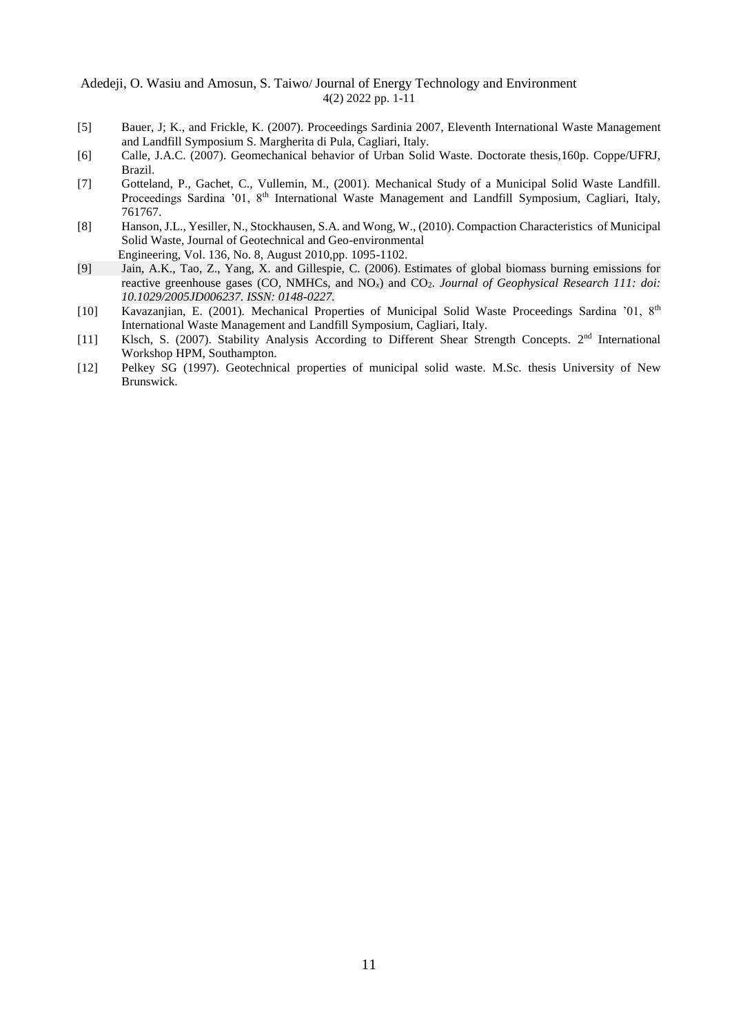[5] Bauer, J; K., and Frickle, K. (2007). Proceedings Sardinia 2007, Eleventh International Waste Management and Landfill Symposium S. Margherita di Pula, Cagliari, Italy.

[6] Calle, J.A.C. (2007). Geomechanical behavior of Urban Solid Waste. Doctorate thesis,160p. Coppe/UFRJ, Brazil.

[7] Gotteland, P., Gachet, C., Vullemin, M., (2001). Mechanical Study of a Municipal Solid Waste Landfill. Proceedings Sardina '01, 8th International Waste Management and Landfill Symposium, Cagliari, Italy, 761767.

[8] Hanson, J.L., Yesiller, N., Stockhausen, S.A. and Wong, W., (2010). Compaction Characteristics of Municipal Solid Waste, Journal of Geotechnical and Geo-environmental Engineering, Vol. 136, No. 8, August 2010,pp. 1095-1102.

[9] Jain, A.K., Tao, Z., Yang, X. and Gillespie, C. (2006). Estimates of global biomass burning emissions for reactive greenhouse gases (CO, NMHCs, and $NO_x$) and $CO_2$. *Journal of Geophysical Research 111: doi: 10.1029/2005JD006237. ISSN: 0148-0227.*

[10] Kavazanjian, E. (2001). Mechanical Properties of Municipal Solid Waste Proceedings Sardina '01, 8th International Waste Management and Landfill Symposium, Cagliari, Italy.

[11] Klsch, S. (2007). Stability Analysis According to Different Shear Strength Concepts. 2nd International Workshop HPM, Southampton.

[12] Pelkey SG (1997). Geotechnical properties of municipal solid waste. M.Sc. thesis University of New Brunswick.